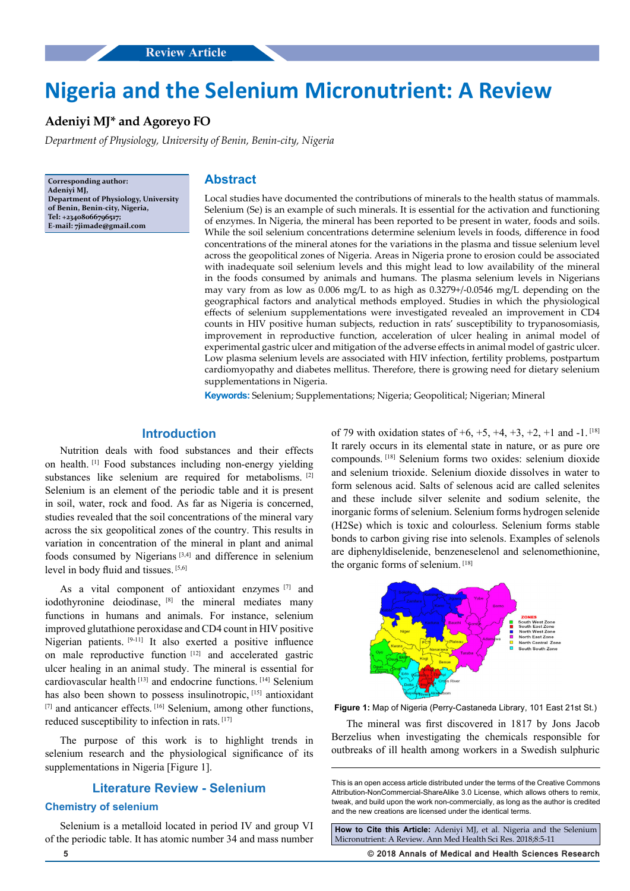Review Article

# Nigeria and the Selenium Micronutrient: A Review

**Adeniyi MJ* and Agoreyo FO**

*Department of Physiology, University of Benin, Benin-city, Nigeria*

**Corresponding author:**
**Adeniyi MJ,**
**Department of Physiology, University of Benin, Benin-city, Nigeria,**
**Tel: +2340806679651 7;**
**E-mail: 7jimade@gmail.com**

## Abstract

Local studies have documented the contributions of minerals to the health status of mammals. Selenium (Se) is an example of such minerals. It is essential for the activation and functioning of enzymes. In Nigeria, the mineral has been reported to be present in water, foods and soils. While the soil selenium concentrations determine selenium levels in foods, difference in food concentrations of the mineral atones for the variations in the plasma and tissue selenium level across the geopolitical zones of Nigeria. Areas in Nigeria prone to erosion could be associated with inadequate soil selenium levels and this might lead to low availability of the mineral in the foods consumed by animals and humans. The plasma selenium levels in Nigerians may vary from as low as 0.006 mg/L to as high as 0.3279+/-0.0546 mg/L depending on the geographical factors and analytical methods employed. Studies in which the physiological effects of selenium supplementations were investigated revealed an improvement in CD4 counts in HIV positive human subjects, reduction in rats' susceptibility to trypanosomiasis, improvement in reproductive function, acceleration of ulcer healing in animal model of experimental gastric ulcer and mitigation of the adverse effects in animal model of gastric ulcer. Low plasma selenium levels are associated with HIV infection, fertility problems, postpartum cardiomyopathy and diabetes mellitus. Therefore, there is growing need for dietary selenium supplementations in Nigeria.

**Keywords:** Selenium; Supplementations; Nigeria; Geopolitical; Nigerian; Mineral

## Introduction

Nutrition deals with food substances and their effects on health. [1] Food substances including non-energy yielding substances like selenium are required for metabolisms. [2] Selenium is an element of the periodic table and it is present in soil, water, rock and food. As far as Nigeria is concerned, studies revealed that the soil concentrations of the mineral vary across the six geopolitical zones of the country. This results in variation in concentration of the mineral in plant and animal foods consumed by Nigerians [3,4] and difference in selenium level in body fluid and tissues. [5,6]

As a vital component of antioxidant enzymes [7] and iodothyronine deiodinase, [8] the mineral mediates many functions in humans and animals. For instance, selenium improved glutathione peroxidase and CD4 count in HIV positive Nigerian patients. [9-11] It also exerted a positive influence on male reproductive function [12] and accelerated gastric ulcer healing in an animal study. The mineral is essential for cardiovascular health [13] and endocrine functions. [14] Selenium has also been shown to possess insulinotropic, [15] antioxidant [7] and anticancer effects. [16] Selenium, among other functions, reduced susceptibility to infection in rats. [17]

The purpose of this work is to highlight trends in selenium research and the physiological significance of its supplementations in Nigeria [Figure 1].

## Literature Review - Selenium

### Chemistry of selenium

Selenium is a metalloid located in period IV and group VI of the periodic table. It has atomic number 34 and mass number of 79 with oxidation states of +6, +5, +4, +3, +2, +1 and -1. [18] It rarely occurs in its elemental state in nature, or as pure ore compounds. [18] Selenium forms two oxides: selenium dioxide and selenium trioxide. Selenium dioxide dissolves in water to form selenous acid. Salts of selenous acid are called selenites and these include silver selenite and sodium selenite, the inorganic forms of selenium. Selenium forms hydrogen selenide ($H_2Se$) which is toxic and colourless. Selenium forms stable bonds to carbon giving rise into selenols. Examples of selenols are diphenyldiselenide, benzeneselenol and selenomethionine, the organic forms of selenium. [18]

**Figure 1:** Map of Nigeria (Perry-Castaneda Library, 101 East 21st St.)

The mineral was first discovered in 1817 by Jons Jacob Berzelius when investigating the chemicals responsible for outbreaks of ill health among workers in a Swedish sulphuric

This is an open access article distributed under the terms of the Creative Commons Attribution-NonCommercial-ShareAlike 3.0 License, which allows others to remix, tweak, and build upon the work non-commercially, as long as the author is credited and the new creations are licensed under the identical terms.

**How to Cite this Article:** Adeniyi MJ, et al. Nigeria and the Selenium Micronutrient: A Review. Ann Med Health Sci Res. 2018;8:5-11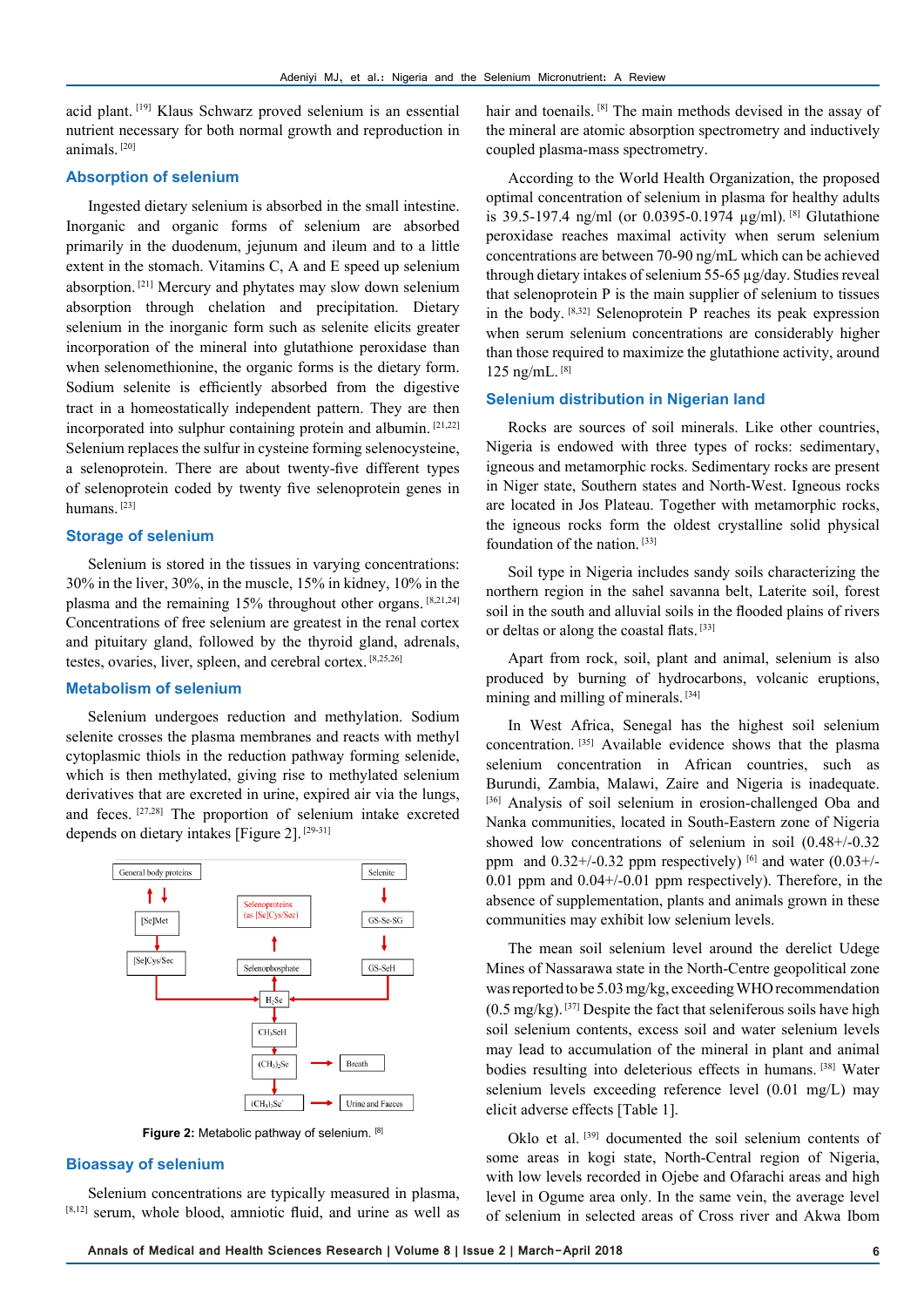acid plant.[19] Klaus Schwarz proved selenium is an essential nutrient necessary for both normal growth and reproduction in animals.[20]

## Absorption of selenium

Ingested dietary selenium is absorbed in the small intestine. Inorganic and organic forms of selenium are absorbed primarily in the duodenum, jejunum and ileum and to a little extent in the stomach. Vitamins C, A and E speed up selenium absorption.[21] Mercury and phytates may slow down selenium absorption through chelation and precipitation. Dietary selenium in the inorganic form such as selenite elicits greater incorporation of the mineral into glutathione peroxidase than when selenomethionine, the organic forms is the dietary form. Sodium selenite is efficiently absorbed from the digestive tract in a homeostatically independent pattern. They are then incorporated into sulphur containing protein and albumin.[21,22] Selenium replaces the sulfur in cysteine forming selenocysteine, a selenoprotein. There are about twenty-five different types of selenoprotein coded by twenty five selenoprotein genes in humans.[23]

## Storage of selenium

Selenium is stored in the tissues in varying concentrations: 30% in the liver, 30%, in the muscle, 15% in kidney, 10% in the plasma and the remaining 15% throughout other organs.[8,21,24] Concentrations of free selenium are greatest in the renal cortex and pituitary gland, followed by the thyroid gland, adrenals, testes, ovaries, liver, spleen, and cerebral cortex.[8,25,26]

## Metabolism of selenium

Selenium undergoes reduction and methylation. Sodium selenite crosses the plasma membranes and reacts with methyl cytoplasmic thiols in the reduction pathway forming selenide, which is then methylated, giving rise to methylated selenium derivatives that are excreted in urine, expired air via the lungs, and feces.[27,28] The proportion of selenium intake excreted depends on dietary intakes [Figure 2].[29-31]

General body proteins ⇅ [Se]Met → [Se]Cys/Sec → $H_2Se$; Selenite → GS-Se-SG → GS-SeH → $H_2Se$; $H_2Se$ ⇄ Selenophosphate → Selenoproteins (as [Se]Cys/Sec); $H_2Se$ → $CH_3SeH$ → $(CH_3)_2Se$ → Breath; $(CH_3)_2Se$ → $(CH_3)_3Se^+$ → Urine and Faeces

**Figure 2:** Metabolic pathway of selenium.[8]

## Bioassay of selenium

Selenium concentrations are typically measured in plasma,[8,12] serum, whole blood, amniotic fluid, and urine as well as hair and toenails.[8] The main methods devised in the assay of the mineral are atomic absorption spectrometry and inductively coupled plasma-mass spectrometry.

According to the World Health Organization, the proposed optimal concentration of selenium in plasma for healthy adults is 39.5-197.4 ng/ml (or 0.0395-0.1974 µg/ml).[8] Glutathione peroxidase reaches maximal activity when serum selenium concentrations are between 70-90 ng/mL which can be achieved through dietary intakes of selenium 55-65 µg/day. Studies reveal that selenoprotein P is the main supplier of selenium to tissues in the body.[8,32] Selenoprotein P reaches its peak expression when serum selenium concentrations are considerably higher than those required to maximize the glutathione activity, around 125 ng/mL.[8]

## Selenium distribution in Nigerian land

Rocks are sources of soil minerals. Like other countries, Nigeria is endowed with three types of rocks: sedimentary, igneous and metamorphic rocks. Sedimentary rocks are present in Niger state, Southern states and North-West. Igneous rocks are located in Jos Plateau. Together with metamorphic rocks, the igneous rocks form the oldest crystalline solid physical foundation of the nation.[33]

Soil type in Nigeria includes sandy soils characterizing the northern region in the sahel savanna belt, Laterite soil, forest soil in the south and alluvial soils in the flooded plains of rivers or deltas or along the coastal flats.[33]

Apart from rock, soil, plant and animal, selenium is also produced by burning of hydrocarbons, volcanic eruptions, mining and milling of minerals.[34]

In West Africa, Senegal has the highest soil selenium concentration.[35] Available evidence shows that the plasma selenium concentration in African countries, such as Burundi, Zambia, Malawi, Zaire and Nigeria is inadequate.[36] Analysis of soil selenium in erosion-challenged Oba and Nanka communities, located in South-Eastern zone of Nigeria showed low concentrations of selenium in soil (0.48+/-0.32 ppm and 0.32+/-0.32 ppm respectively)[6] and water (0.03+/-0.01 ppm and 0.04+/-0.01 ppm respectively). Therefore, in the absence of supplementation, plants and animals grown in these communities may exhibit low selenium levels.

The mean soil selenium level around the derelict Udege Mines of Nassarawa state in the North-Centre geopolitical zone was reported to be 5.03 mg/kg, exceeding WHO recommendation (0.5 mg/kg).[37] Despite the fact that seleniferous soils have high soil selenium contents, excess soil and water selenium levels may lead to accumulation of the mineral in plant and animal bodies resulting into deleterious effects in humans.[38] Water selenium levels exceeding reference level (0.01 mg/L) may elicit adverse effects [Table 1].

Oklo et al.[39] documented the soil selenium contents of some areas in kogi state, North-Central region of Nigeria, with low levels recorded in Ojebe and Ofarachi areas and high level in Ogume area only. In the same vein, the average level of selenium in selected areas of Cross river and Akwa Ibom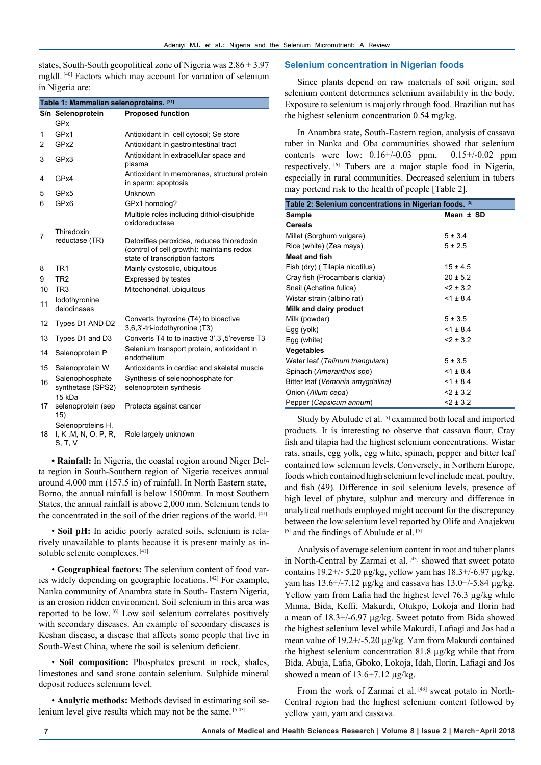states, South-South geopolitical zone of Nigeria was 2.86 ± 3.97 mgldl. [40] Factors which may account for variation of selenium in Nigeria are:

Table 1: Mammalian selenoproteins. [21]

| S/n | Selenoprotein | Proposed function |
|---|---|---|
| | GPx | |
| 1 | GPx1 | Antioxidant In cell cytosol; Se store |
| 2 | GPx2 | Antioxidant In gastrointestinal tract |
| 3 | GPx3 | Antioxidant In extracellular space and plasma |
| 4 | GPx4 | Antioxidant In membranes, structural protein in sperm: apoptosis |
| 5 | GPx5 | Unknown |
| 6 | GPx6 | GPx1 homolog? |
| 7 | Thiredoxin reductase (TR) | Multiple roles including dithiol-disulphide oxidoreductase<br>Detoxifies peroxides, reduces thioredoxin (control of cell growth): maintains redox state of transcription factors |
| 8 | TR1 | Mainly cystosolic, ubiquitous |
| 9 | TR2 | Expressed by testes |
| 10 | TR3 | Mitochondrial, ubiquitous |
| 11 | Iodothyronine deiodinases | |
| 12 | Types D1 AND D2 | Converts thyroxine (T4) to bioactive 3,6,3'-tri-iodothyronine (T3) |
| 13 | Types D1 and D3 | Converts T4 to to inactive 3',3',5'reverse T3 |
| 14 | Salenoprotein P | Selenium transport protein, antioxidant in endothelium |
| 15 | Salenoprotein W | Antioxidants in cardiac and skeletal muscle |
| 16 | Salenophosphate synthetase (SPS2) | Synthesis of selenophosphate for selenoprotein synthesis |
| 17 | 15 kDa selenoprotein (sep 15) | Protects against cancer |
| 18 | Selenoproteins H, I, K ,M, N, O, P, R, S, T, V | Role largely unknown |

• **Rainfall:** In Nigeria, the coastal region around Niger Delta region in South-Southern region of Nigeria receives annual around 4,000 mm (157.5 in) of rainfall. In North Eastern state, Borno, the annual rainfall is below 1500mm. In most Southern States, the annual rainfall is above 2,000 mm. Selenium tends to the concentrated in the soil of the drier regions of the world. [41]

• **Soil pH:** In acidic poorly aerated soils, selenium is relatively unavailable to plants because it is present mainly as insoluble selenite complexes. [41]

• **Geographical factors:** The selenium content of food varies widely depending on geographic locations. [42] For example, Nanka community of Anambra state in South- Eastern Nigeria, is an erosion ridden environment. Soil selenium in this area was reported to be low. [6] Low soil selenium correlates positively with secondary diseases. An example of secondary diseases is Keshan disease, a disease that affects some people that live in South-West China, where the soil is selenium deficient.

• **Soil composition:** Phosphates present in rock, shales, limestones and sand stone contain selenium. Sulphide mineral deposit reduces selenium level.

• **Analytic methods:** Methods devised in estimating soil selenium level give results which may not be the same. [5,43]

## Selenium concentration in Nigerian foods

Since plants depend on raw materials of soil origin, soil selenium content determines selenium availability in the body. Exposure to selenium is majorly through food. Brazilian nut has the highest selenium concentration 0.54 mg/kg.

In Anambra state, South-Eastern region, analysis of cassava tuber in Nanka and Oba communities showed that selenium contents were low: 0.16+/-0.03 ppm, 0.15+/-0.02 ppm respectively. [6] Tubers are a major staple food in Nigeria, especially in rural communities. Decreased selenium in tubers may portend risk to the health of people [Table 2].

Table 2: Selenium concentrations in Nigerian foods. [5]

| Sample | Mean ± SD |
|---|---|
| **Cereals** | |
| Millet (Sorghum vulgare) | 5 ± 3.4 |
| Rice (white) (Zea mays) | 5 ± 2.5 |
| **Meat and fish** | |
| Fish (dry) ( Tilapia nicotilus) | 15 ± 4.5 |
| Cray fish (Procambaris clarkia) | 20 ± 5.2 |
| Snail (Achatina fulica) | <2 ± 3.2 |
| Wistar strain (albino rat) | <1 ± 8.4 |
| **Milk and dairy product** | |
| Milk (powder) | 5 ± 3.5 |
| Egg (yolk) | <1 ± 8.4 |
| Egg (white) | <2 ± 3.2 |
| **Vegetables** | |
| Water leaf (*Talinum triangulare*) | 5 ± 3.5 |
| Spinach (*Ameranthus spp*) | <1 ± 8.4 |
| Bitter leaf (*Vemonia amygdalina*) | <1 ± 8.4 |
| Onion (*Allum cepa*) | <2 ± 3.2 |
| Pepper (*Capsicum annum*) | <2 ± 3.2 |

Study by Abulude et al. [5] examined both local and imported products. It is interesting to observe that cassava flour, Cray fish and tilapia had the highest selenium concentrations. Wistar rats, snails, egg yolk, egg white, spinach, pepper and bitter leaf contained low selenium levels. Conversely, in Northern Europe, foods which contained high selenium level include meat, poultry, and fish (49). Difference in soil selenium levels, presence of high level of phytate, sulphur and mercury and difference in analytical methods employed might account for the discrepancy between the low selenium level reported by Olife and Anajekwu [6] and the findings of Abulude et al. [5]

Analysis of average selenium content in root and tuber plants in North-Central by Zarmai et al. [43] showed that sweet potato contains 19.2+/- 5,20 µg/kg, yellow yam has 18.3+/-6.97 µg/kg, yam has 13.6+/-7.12 µg/kg and cassava has 13.0+/-5.84 µg/kg. Yellow yam from Lafia had the highest level 76.3 µg/kg while Minna, Bida, Keffi, Makurdi, Otukpo, Lokoja and Ilorin had a mean of 18.3+/-6.97 µg/kg. Sweet potato from Bida showed the highest selenium level while Makurdi, Lafiagi and Jos had a mean value of 19.2+/-5.20 µg/kg. Yam from Makurdi contained the highest selenium concentration 81.8 µg/kg while that from Bida, Abuja, Lafia, Gboko, Lokoja, Idah, Ilorin, Lafiagi and Jos showed a mean of 13.6+7.12 µg/kg.

From the work of Zarmai et al. [43] sweat potato in North-Central region had the highest selenium content followed by yellow yam, yam and cassava.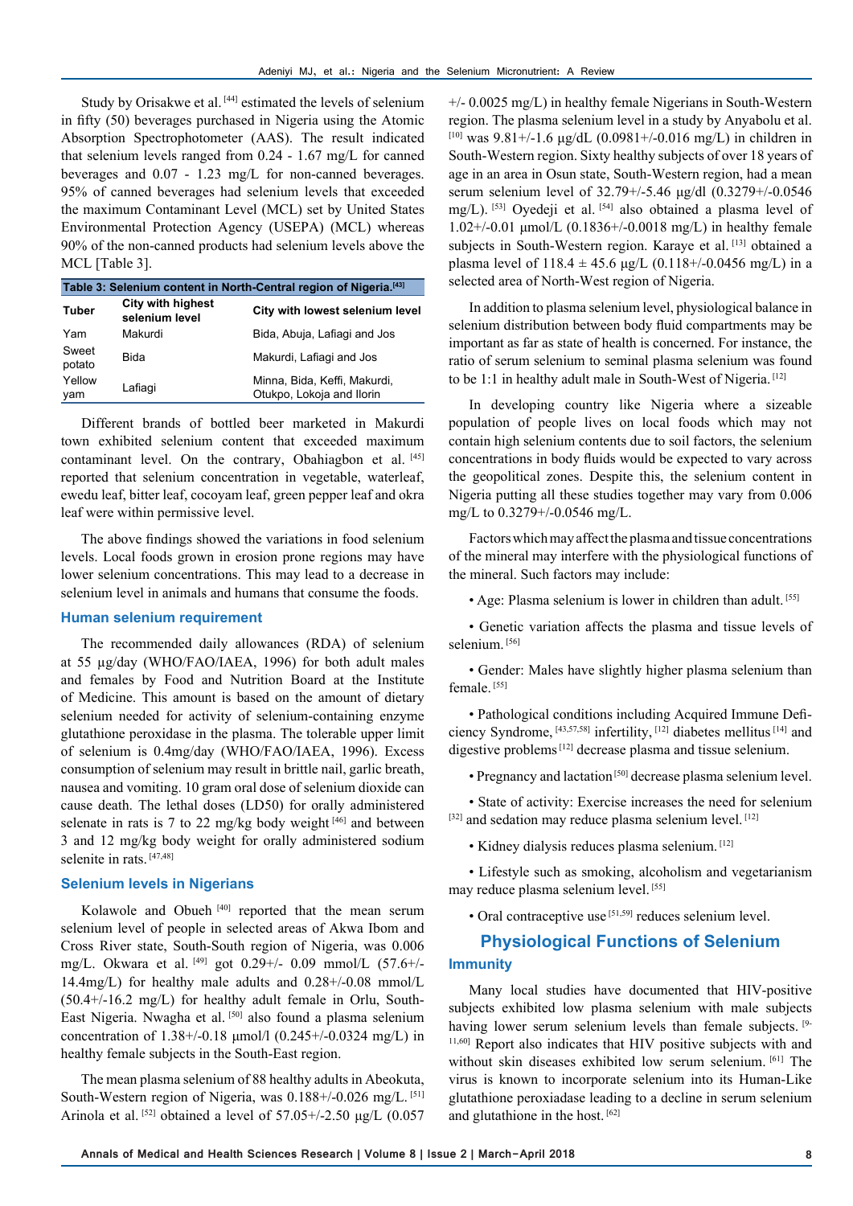Study by Orisakwe et al.[44] estimated the levels of selenium in fifty (50) beverages purchased in Nigeria using the Atomic Absorption Spectrophotometer (AAS). The result indicated that selenium levels ranged from 0.24 - 1.67 mg/L for canned beverages and 0.07 - 1.23 mg/L for non-canned beverages. 95% of canned beverages had selenium levels that exceeded the maximum Contaminant Level (MCL) set by United States Environmental Protection Agency (USEPA) (MCL) whereas 90% of the non-canned products had selenium levels above the MCL [Table 3].

**Table 3: Selenium content in North-Central region of Nigeria.[43]**

| Tuber | City with highest selenium level | City with lowest selenium level |
|---|---|---|
| Yam | Makurdi | Bida, Abuja, Lafiagi and Jos |
| Sweet potato | Bida | Makurdi, Lafiagi and Jos |
| Yellow yam | Lafiagi | Minna, Bida, Keffi, Makurdi, Otukpo, Lokoja and Ilorin |

Different brands of bottled beer marketed in Makurdi town exhibited selenium content that exceeded maximum contaminant level. On the contrary, Obahiagbon et al. [45] reported that selenium concentration in vegetable, waterleaf, ewedu leaf, bitter leaf, cocoyam leaf, green pepper leaf and okra leaf were within permissive level.

The above findings showed the variations in food selenium levels. Local foods grown in erosion prone regions may have lower selenium concentrations. This may lead to a decrease in selenium level in animals and humans that consume the foods.

### Human selenium requirement

The recommended daily allowances (RDA) of selenium at 55 µg/day (WHO/FAO/IAEA, 1996) for both adult males and females by Food and Nutrition Board at the Institute of Medicine. This amount is based on the amount of dietary selenium needed for activity of selenium-containing enzyme glutathione peroxidase in the plasma. The tolerable upper limit of selenium is 0.4mg/day (WHO/FAO/IAEA, 1996). Excess consumption of selenium may result in brittle nail, garlic breath, nausea and vomiting. 10 gram oral dose of selenium dioxide can cause death. The lethal doses (LD50) for orally administered selenate in rats is 7 to 22 mg/kg body weight [46] and between 3 and 12 mg/kg body weight for orally administered sodium selenite in rats. [47,48]

### Selenium levels in Nigerians

Kolawole and Obueh [40] reported that the mean serum selenium level of people in selected areas of Akwa Ibom and Cross River state, South-South region of Nigeria, was 0.006 mg/L. Okwara et al. [49] got 0.29+/- 0.09 mmol/L (57.6+/- 14.4mg/L) for healthy male adults and 0.28+/-0.08 mmol/L (50.4+/-16.2 mg/L) for healthy adult female in Orlu, South-East Nigeria. Nwagha et al. [50] also found a plasma selenium concentration of 1.38+/-0.18 µmol/l (0.245+/-0.0324 mg/L) in healthy female subjects in the South-East region.

The mean plasma selenium of 88 healthy adults in Abeokuta, South-Western region of Nigeria, was 0.188+/-0.026 mg/L. [51] Arinola et al. [52] obtained a level of 57.05+/-2.50 µg/L (0.057 +/- 0.0025 mg/L) in healthy female Nigerians in South-Western region. The plasma selenium level in a study by Anyabolu et al. [10] was 9.81+/-1.6 µg/dL (0.0981+/-0.016 mg/L) in children in South-Western region. Sixty healthy subjects of over 18 years of age in an area in Osun state, South-Western region, had a mean serum selenium level of 32.79+/-5.46 µg/dl (0.3279+/-0.0546 mg/L). [53] Oyedeji et al. [54] also obtained a plasma level of 1.02+/-0.01 µmol/L (0.1836+/-0.0018 mg/L) in healthy female subjects in South-Western region. Karaye et al. [13] obtained a plasma level of 118.4 ± 45.6 µg/L (0.118+/-0.0456 mg/L) in a selected area of North-West region of Nigeria.

In addition to plasma selenium level, physiological balance in selenium distribution between body fluid compartments may be important as far as state of health is concerned. For instance, the ratio of serum selenium to seminal plasma selenium was found to be 1:1 in healthy adult male in South-West of Nigeria. [12]

In developing country like Nigeria where a sizeable population of people lives on local foods which may not contain high selenium contents due to soil factors, the selenium concentrations in body fluids would be expected to vary across the geopolitical zones. Despite this, the selenium content in Nigeria putting all these studies together may vary from 0.006 mg/L to 0.3279+/-0.0546 mg/L.

Factors which may affect the plasma and tissue concentrations of the mineral may interfere with the physiological functions of the mineral. Such factors may include:

- Age: Plasma selenium is lower in children than adult. [55]
- Genetic variation affects the plasma and tissue levels of selenium. [56]
- Gender: Males have slightly higher plasma selenium than female. [55]
- Pathological conditions including Acquired Immune Deficiency Syndrome, [43,57,58] infertility, [12] diabetes mellitus [14] and digestive problems [12] decrease plasma and tissue selenium.
- Pregnancy and lactation [50] decrease plasma selenium level.
- State of activity: Exercise increases the need for selenium [32] and sedation may reduce plasma selenium level. [12]
- Kidney dialysis reduces plasma selenium. [12]
- Lifestyle such as smoking, alcoholism and vegetarianism may reduce plasma selenium level. [55]
- Oral contraceptive use [51,59] reduces selenium level.

## Physiological Functions of Selenium

### Immunity

Many local studies have documented that HIV-positive subjects exhibited low plasma selenium with male subjects having lower serum selenium levels than female subjects. [9-11,60] Report also indicates that HIV positive subjects with and without skin diseases exhibited low serum selenium. [61] The virus is known to incorporate selenium into its Human-Like glutathione peroxidase leading to a decline in serum selenium and glutathione in the host. [62]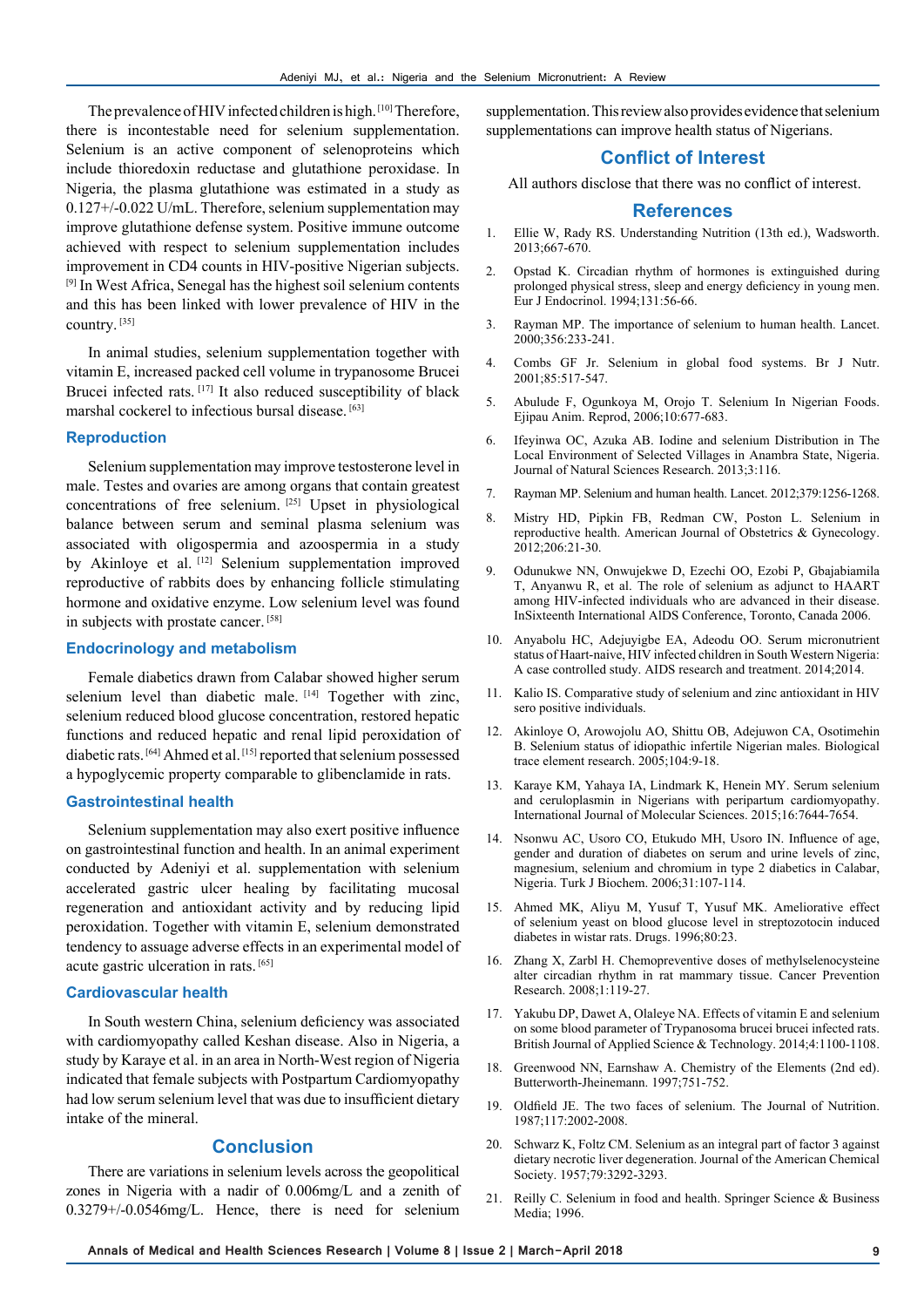The prevalence of HIV infected children is high.[10] Therefore, there is incontestable need for selenium supplementation. Selenium is an active component of selenoproteins which include thioredoxin reductase and glutathione peroxidase. In Nigeria, the plasma glutathione was estimated in a study as 0.127+/-0.022 U/mL. Therefore, selenium supplementation may improve glutathione defense system. Positive immune outcome achieved with respect to selenium supplementation includes improvement in CD4 counts in HIV-positive Nigerian subjects.[9] In West Africa, Senegal has the highest soil selenium contents and this has been linked with lower prevalence of HIV in the country.[35]

In animal studies, selenium supplementation together with vitamin E, increased packed cell volume in trypanosome Brucei Brucei infected rats.[17] It also reduced susceptibility of black marshal cockerel to infectious bursal disease.[63]

### Reproduction

Selenium supplementation may improve testosterone level in male. Testes and ovaries are among organs that contain greatest concentrations of free selenium.[25] Upset in physiological balance between serum and seminal plasma selenium was associated with oligospermia and azoospermia in a study by Akinloye et al.[12] Selenium supplementation improved reproductive of rabbits does by enhancing follicle stimulating hormone and oxidative enzyme. Low selenium level was found in subjects with prostate cancer.[58]

### Endocrinology and metabolism

Female diabetics drawn from Calabar showed higher serum selenium level than diabetic male.[14] Together with zinc, selenium reduced blood glucose concentration, restored hepatic functions and reduced hepatic and renal lipid peroxidation of diabetic rats.[64] Ahmed et al.[15] reported that selenium possessed a hypoglycemic property comparable to glibenclamide in rats.

### Gastrointestinal health

Selenium supplementation may also exert positive influence on gastrointestinal function and health. In an animal experiment conducted by Adeniyi et al. supplementation with selenium accelerated gastric ulcer healing by facilitating mucosal regeneration and antioxidant activity and by reducing lipid peroxidation. Together with vitamin E, selenium demonstrated tendency to assuage adverse effects in an experimental model of acute gastric ulceration in rats.[65]

### Cardiovascular health

In South western China, selenium deficiency was associated with cardiomyopathy called Keshan disease. Also in Nigeria, a study by Karaye et al. in an area in North-West region of Nigeria indicated that female subjects with Postpartum Cardiomyopathy had low serum selenium level that was due to insufficient dietary intake of the mineral.

## Conclusion

There are variations in selenium levels across the geopolitical zones in Nigeria with a nadir of 0.006mg/L and a zenith of 0.3279+/-0.0546mg/L. Hence, there is need for selenium supplementation. This review also provides evidence that selenium supplementations can improve health status of Nigerians.

## Conflict of Interest

All authors disclose that there was no conflict of interest.

## References

1. Ellie W, Rady RS. Understanding Nutrition (13th ed.), Wadsworth. 2013;667-670.
2. Opstad K. Circadian rhythm of hormones is extinguished during prolonged physical stress, sleep and energy deficiency in young men. Eur J Endocrinol. 1994;131:56-66.
3. Rayman MP. The importance of selenium to human health. Lancet. 2000;356:233-241.
4. Combs GF Jr. Selenium in global food systems. Br J Nutr. 2001;85:517-547.
5. Abulude F, Ogunkoya M, Orojo T. Selenium In Nigerian Foods. Ejipau Anim. Reprod, 2006;10:677-683.
6. Ifeyinwa OC, Azuka AB. Iodine and selenium Distribution in The Local Environment of Selected Villages in Anambra State, Nigeria. Journal of Natural Sciences Research. 2013;3:116.
7. Rayman MP. Selenium and human health. Lancet. 2012;379:1256-1268.
8. Mistry HD, Pipkin FB, Redman CW, Poston L. Selenium in reproductive health. American Journal of Obstetrics & Gynecology. 2012;206:21-30.
9. Odunukwe NN, Onwujekwe D, Ezechi OO, Ezobi P, Gbajabiamila T, Anyanwu R, et al. The role of selenium as adjunct to HAART among HIV-infected individuals who are advanced in their disease. InSixteenth International AIDS Conference, Toronto, Canada 2006.
10. Anyabolu HC, Adejuyigbe EA, Adeodu OO. Serum micronutrient status of Haart-naive, HIV infected children in South Western Nigeria: A case controlled study. AIDS research and treatment. 2014;2014.
11. Kalio IS. Comparative study of selenium and zinc antioxidant in HIV sero positive individuals.
12. Akinloye O, Arowojolu AO, Shittu OB, Adejuwon CA, Osotimehin B. Selenium status of idiopathic infertile Nigerian males. Biological trace element research. 2005;104:9-18.
13. Karaye KM, Yahaya IA, Lindmark K, Henein MY. Serum selenium and ceruloplasmin in Nigerians with peripartum cardiomyopathy. International Journal of Molecular Sciences. 2015;16:7644-7654.
14. Nsonwu AC, Usoro CO, Etukudo MH, Usoro IN. Influence of age, gender and duration of diabetes on serum and urine levels of zinc, magnesium, selenium and chromium in type 2 diabetics in Calabar, Nigeria. Turk J Biochem. 2006;31:107-114.
15. Ahmed MK, Aliyu M, Yusuf T, Yusuf MK. Ameliorative effect of selenium yeast on blood glucose level in streptozotocin induced diabetes in wistar rats. Drugs. 1996;80:23.
16. Zhang X, Zarbl H. Chemopreventive doses of methylselenocysteine alter circadian rhythm in rat mammary tissue. Cancer Prevention Research. 2008;1:119-27.
17. Yakubu DP, Dawet A, Olaleye NA. Effects of vitamin E and selenium on some blood parameter of Trypanosoma brucei brucei infected rats. British Journal of Applied Science & Technology. 2014;4:1100-1108.
18. Greenwood NN, Earnshaw A. Chemistry of the Elements (2nd ed). Butterworth-Jheinemann. 1997;751-752.
19. Oldfield JE. The two faces of selenium. The Journal of Nutrition. 1987;117:2002-2008.
20. Schwarz K, Foltz CM. Selenium as an integral part of factor 3 against dietary necrotic liver degeneration. Journal of the American Chemical Society. 1957;79:3292-3293.
21. Reilly C. Selenium in food and health. Springer Science & Business Media; 1996.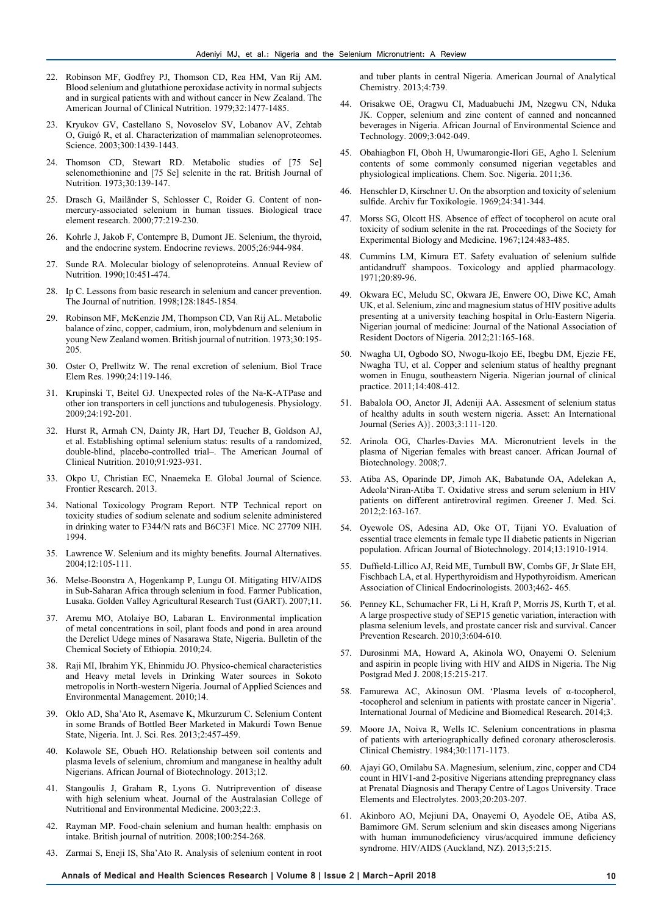22. Robinson MF, Godfrey PJ, Thomson CD, Rea HM, Van Rij AM. Blood selenium and glutathione peroxidase activity in normal subjects and in surgical patients with and without cancer in New Zealand. The American Journal of Clinical Nutrition. 1979;32:1477-1485.

23. Kryukov GV, Castellano S, Novoselov SV, Lobanov AV, Zehtab O, Guigó R, et al. Characterization of mammalian selenoproteomes. Science. 2003;300:1439-1443.

24. Thomson CD, Stewart RD. Metabolic studies of [75 Se] selenomethionine and [75 Se] selenite in the rat. British Journal of Nutrition. 1973;30:139-147.

25. Drasch G, Mailänder S, Schlosser C, Roider G. Content of non-mercury-associated selenium in human tissues. Biological trace element research. 2000;77:219-230.

26. Kohrle J, Jakob F, Contempre B, Dumont JE. Selenium, the thyroid, and the endocrine system. Endocrine reviews. 2005;26:944-984.

27. Sunde RA. Molecular biology of selenoproteins. Annual Review of Nutrition. 1990;10:451-474.

28. Ip C. Lessons from basic research in selenium and cancer prevention. The Journal of nutrition. 1998;128:1845-1854.

29. Robinson MF, McKenzie JM, Thompson CD, Van Rij AL. Metabolic balance of zinc, copper, cadmium, iron, molybdenum and selenium in young New Zealand women. British journal of nutrition. 1973;30:195-205.

30. Oster O, Prellwitz W. The renal excretion of selenium. Biol Trace Elem Res. 1990;24:119-146.

31. Krupinski T, Beitel GJ. Unexpected roles of the Na-K-ATPase and other ion transporters in cell junctions and tubulogenesis. Physiology. 2009;24:192-201.

32. Hurst R, Armah CN, Dainty JR, Hart DJ, Teucher B, Goldson AJ, et al. Establishing optimal selenium status: results of a randomized, double-blind, placebo-controlled trial–. The American Journal of Clinical Nutrition. 2010;91:923-931.

33. Okpo U, Christian EC, Nnaemeka E. Global Journal of Science. Frontier Research. 2013.

34. National Toxicology Program Report. NTP Technical report on toxicity studies of sodium selenate and sodium selenite administered in drinking water to F344/N rats and B6C3F1 Mice. NC 27709 NIH. 1994.

35. Lawrence W. Selenium and its mighty benefits. Journal Alternatives. 2004;12:105-111.

36. Melse-Boonstra A, Hogenkamp P, Lungu OI. Mitigating HIV/AIDS in Sub-Saharan Africa through selenium in food. Farmer Publication, Lusaka. Golden Valley Agricultural Research Tust (GART). 2007;11.

37. Aremu MO, Atolaiye BO, Labaran L. Environmental implication of metal concentrations in soil, plant foods and pond in area around the Derelict Udege mines of Nasarawa State, Nigeria. Bulletin of the Chemical Society of Ethiopia. 2010;24.

38. Raji MI, Ibrahim YK, Ehinmidu JO. Physico-chemical characteristics and Heavy metal levels in Drinking Water sources in Sokoto metropolis in North-western Nigeria. Journal of Applied Sciences and Environmental Management. 2010;14.

39. Oklo AD, Sha'Ato R, Asemave K, Mkurzurum C. Selenium Content in some Brands of Bottled Beer Marketed in Makurdi Town Benue State, Nigeria. Int. J. Sci. Res. 2013;2:457-459.

40. Kolawole SE, Obueh HO. Relationship between soil contents and plasma levels of selenium, chromium and manganese in healthy adult Nigerians. African Journal of Biotechnology. 2013;12.

41. Stangoulis J, Graham R, Lyons G. Nutriprevention of disease with high selenium wheat. Journal of the Australasian College of Nutritional and Environmental Medicine. 2003;22:3.

42. Rayman MP. Food-chain selenium and human health: emphasis on intake. British journal of nutrition. 2008;100:254-268.

43. Zarmai S, Eneji IS, Sha'Ato R. Analysis of selenium content in root and tuber plants in central Nigeria. American Journal of Analytical Chemistry. 2013;4:739.

44. Orisakwe OE, Oragwu CI, Maduabuchi JM, Nzegwu CN, Nduka JK. Copper, selenium and zinc content of canned and noncanned beverages in Nigeria. African Journal of Environmental Science and Technology. 2009;3:042-049.

45. Obahiagbon FI, Oboh H, Uwumarongie-Ilori GE, Agho I. Selenium contents of some commonly consumed nigerian vegetables and physiological implications. Chem. Soc. Nigeria. 2011;36.

46. Henschler D, Kirschner U. On the absorption and toxicity of selenium sulfide. Archiv fur Toxikologie. 1969;24:341-344.

47. Morss SG, Olcott HS. Absence of effect of tocopherol on acute oral toxicity of sodium selenite in the rat. Proceedings of the Society for Experimental Biology and Medicine. 1967;124:483-485.

48. Cummins LM, Kimura ET. Safety evaluation of selenium sulfide antidandruff shampoos. Toxicology and applied pharmacology. 1971;20:89-96.

49. Okwara EC, Meludu SC, Okwara JE, Enwere OO, Diwe KC, Amah UK, et al. Selenium, zinc and magnesium status of HIV positive adults presenting at a university teaching hospital in Orlu-Eastern Nigeria. Nigerian journal of medicine: Journal of the National Association of Resident Doctors of Nigeria. 2012;21:165-168.

50. Nwagha UI, Ogbodo SO, Nwogu-Ikojo EE, Ibegbu DM, Ejezie FE, Nwagha TU, et al. Copper and selenium status of healthy pregnant women in Enugu, southeastern Nigeria. Nigerian journal of clinical practice. 2011;14:408-412.

51. Babalola OO, Anetor JI, Adeniji AA. Assesment of selenium status of healthy adults in south western nigeria. Asset: An International Journal (Series A)}. 2003;3:111-120.

52. Arinola OG, Charles-Davies MA. Micronutrient levels in the plasma of Nigerian females with breast cancer. African Journal of Biotechnology. 2008;7.

53. Atiba AS, Oparinde DP, Jimoh AK, Babatunde OA, Adelekan A, Adeola'Niran-Atiba T. Oxidative stress and serum selenium in HIV patients on different antiretroviral regimen. Greener J. Med. Sci. 2012;2:163-167.

54. Oyewole OS, Adesina AD, Oke OT, Tijani YO. Evaluation of essential trace elements in female type II diabetic patients in Nigerian population. African Journal of Biotechnology. 2014;13:1910-1914.

55. Duffield-Lillico AJ, Reid ME, Turnbull BW, Combs GF, Jr Slate EH, Fischbach LA, et al. Hyperthyroidism and Hypothyroidism. American Association of Clinical Endocrinologists. 2003;462- 465.

56. Penney KL, Schumacher FR, Li H, Kraft P, Morris JS, Kurth T, et al. A large prospective study of SEP15 genetic variation, interaction with plasma selenium levels, and prostate cancer risk and survival. Cancer Prevention Research. 2010;3:604-610.

57. Durosinmi MA, Howard A, Akinola WO, Onayemi O. Selenium and aspirin in people living with HIV and AIDS in Nigeria. The Nig Postgrad Med J. 2008;15:215-217.

58. Famurewa AC, Akinosun OM. 'Plasma levels of α-tocopherol, -tocopherol and selenium in patients with prostate cancer in Nigeria'. International Journal of Medicine and Biomedical Research. 2014;3.

59. Moore JA, Noiva R, Wells IC. Selenium concentrations in plasma of patients with arteriographically defined coronary atherosclerosis. Clinical Chemistry. 1984;30:1171-1173.

60. Ajayi GO, Omilabu SA. Magnesium, selenium, zinc, copper and CD4 count in HIV1-and 2-positive Nigerians attending prepregnancy class at Prenatal Diagnosis and Therapy Centre of Lagos University. Trace Elements and Electrolytes. 2003;20:203-207.

61. Akinboro AO, Mejiuni DA, Onayemi O, Ayodele OE, Atiba AS, Bamimore GM. Serum selenium and skin diseases among Nigerians with human immunodeficiency virus/acquired immune deficiency syndrome. HIV/AIDS (Auckland, NZ). 2013;5:215.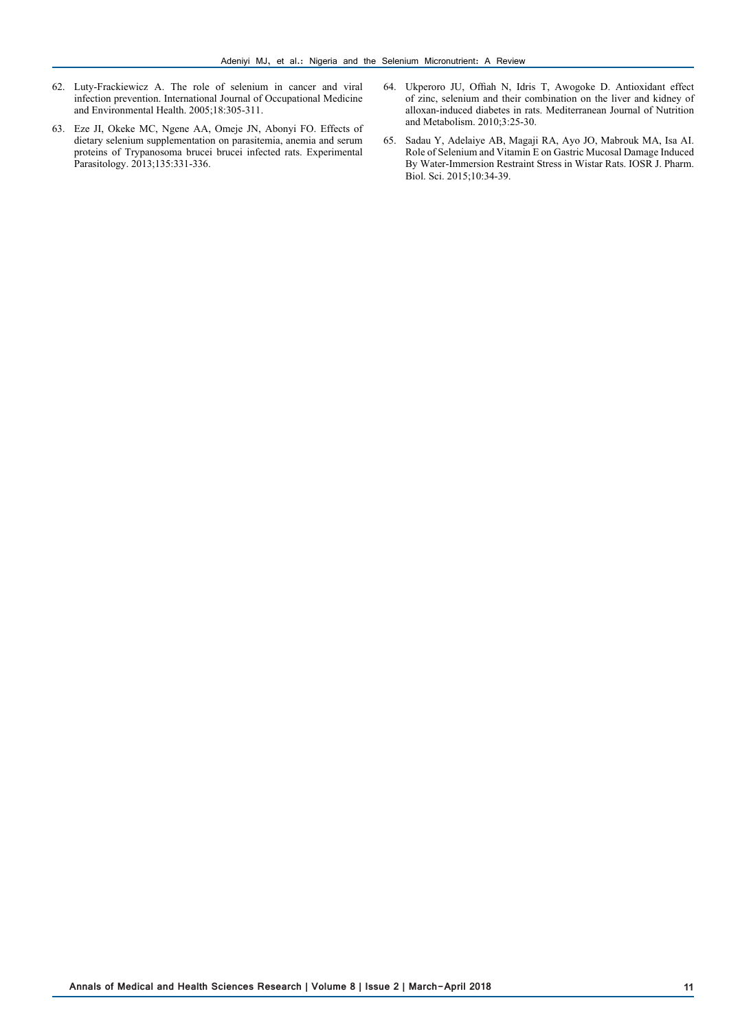62. Luty-Frackiewicz A. The role of selenium in cancer and viral infection prevention. International Journal of Occupational Medicine and Environmental Health. 2005;18:305-311.

63. Eze JI, Okeke MC, Ngene AA, Omeje JN, Abonyi FO. Effects of dietary selenium supplementation on parasitemia, anemia and serum proteins of Trypanosoma brucei brucei infected rats. Experimental Parasitology. 2013;135:331-336.

64. Ukperoro JU, Offiah N, Idris T, Awogoke D. Antioxidant effect of zinc, selenium and their combination on the liver and kidney of alloxan-induced diabetes in rats. Mediterranean Journal of Nutrition and Metabolism. 2010;3:25-30.

65. Sadau Y, Adelaiye AB, Magaji RA, Ayo JO, Mabrouk MA, Isa AI. Role of Selenium and Vitamin E on Gastric Mucosal Damage Induced By Water-Immersion Restraint Stress in Wistar Rats. IOSR J. Pharm. Biol. Sci. 2015;10:34-39.